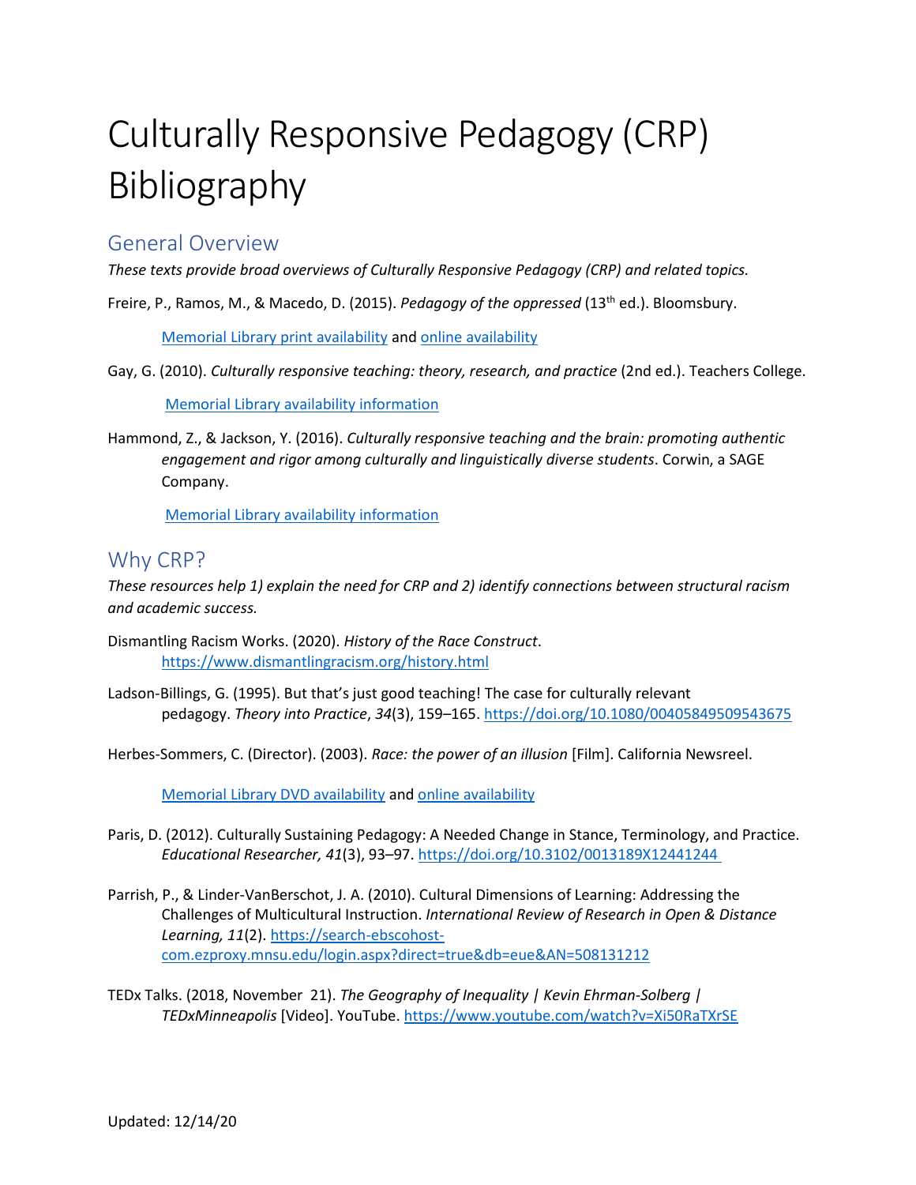# Culturally Responsive Pedagogy (CRP) Bibliography

## General Overview

*These texts provide broad overviews of Culturally Responsive Pedagogy (CRP) and related topics.*

Freire, P., Ramos, M., & Macedo, D. (2015). *Pedagogy of the oppressed* (13th ed.). Bloomsbury.

Memorial Library print availability and online availability

Gay, G. (2010). *Culturally responsive teaching: theory, research, and practice* (2nd ed.). Teachers College.

Memorial Library availability information

Hammond, Z., & Jackson, Y. (2016). *Culturally responsive teaching and the brain: promoting authentic engagement and rigor among culturally and linguistically diverse students*. Corwin, a SAGE Company.

Memorial Library availability information

## Why CRP?

*These resources help 1) explain the need for CRP and 2) identify connections between structural racism and academic success.*

Dismantling Racism Works. (2020). *History of the Race Construct*. https://www.dismantlingracism.org/history.html

Ladson-Billings, G. (1995). But that's just good teaching! The case for culturally relevant pedagogy. *Theory into Practice*, *34*(3), 159–165. https://doi.org/10.1080/00405849509543675

Herbes-Sommers, C. (Director). (2003). *Race: the power of an illusion* [Film]. California Newsreel.

Memorial Library DVD availability and online availability

Paris, D. (2012). Culturally Sustaining Pedagogy: A Needed Change in Stance, Terminology, and Practice. *Educational Researcher, 41*(3), 93–97. https://doi.org/10.3102/0013189X12441244

Parrish, P., & Linder-VanBerschot, J. A. (2010). Cultural Dimensions of Learning: Addressing the Challenges of Multicultural Instruction. *International Review of Research in Open & Distance Learning, 11*(2). https://search-ebscohost-com.ezproxy.mnsu.edu/login.aspx?direct=true&db=eue&AN=508131212

TEDx Talks. (2018, November 21). *The Geography of Inequality | Kevin Ehrman-Solberg | TEDxMinneapolis* [Video]. YouTube. https://www.youtube.com/watch?v=Xi50RaTXrSE

Updated: 12/14/20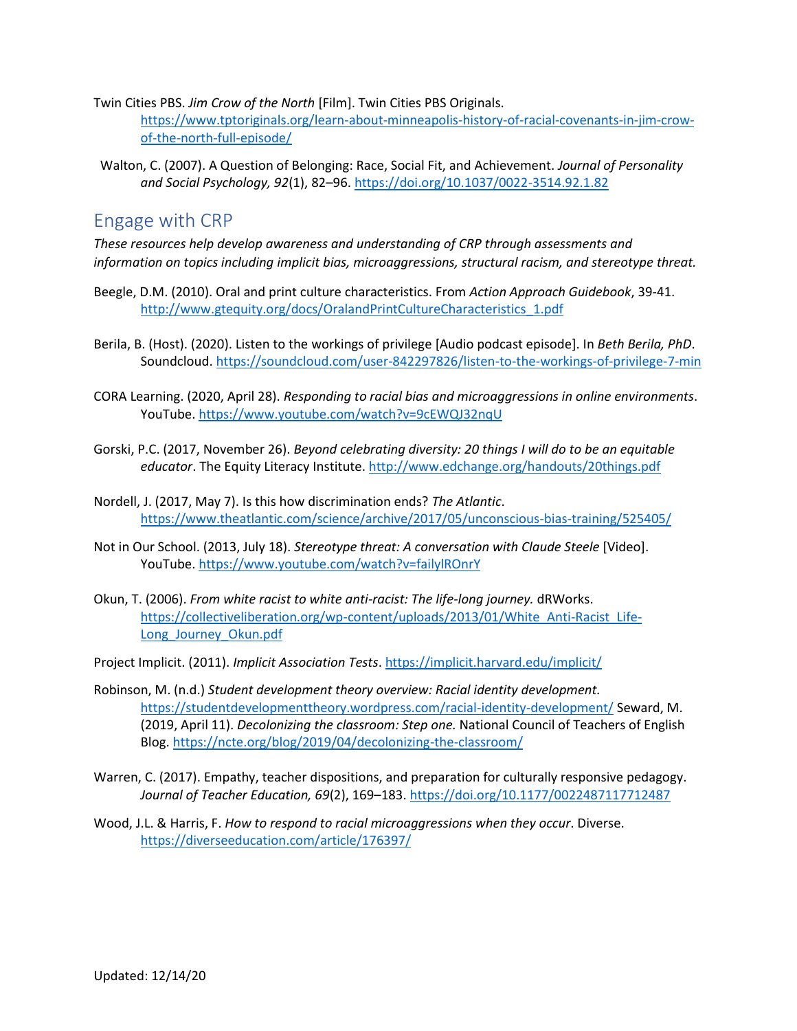Twin Cities PBS. *Jim Crow of the North* [Film]. Twin Cities PBS Originals. https://www.tptoriginals.org/learn-about-minneapolis-history-of-racial-covenants-in-jim-crow-of-the-north-full-episode/

Walton, C. (2007). A Question of Belonging: Race, Social Fit, and Achievement. *Journal of Personality and Social Psychology, 92*(1), 82–96. https://doi.org/10.1037/0022-3514.92.1.82

## Engage with CRP

*These resources help develop awareness and understanding of CRP through assessments and information on topics including implicit bias, microaggressions, structural racism, and stereotype threat.*

Beegle, D.M. (2010). Oral and print culture characteristics. From *Action Approach Guidebook*, 39-41. http://www.gtequity.org/docs/OralandPrintCultureCharacteristics_1.pdf

Berila, B. (Host). (2020). Listen to the workings of privilege [Audio podcast episode]. In *Beth Berila, PhD*. Soundcloud. https://soundcloud.com/user-842297826/listen-to-the-workings-of-privilege-7-min

CORA Learning. (2020, April 28). *Responding to racial bias and microaggressions in online environments*. YouTube. https://www.youtube.com/watch?v=9cEWQJ32nqU

Gorski, P.C. (2017, November 26). *Beyond celebrating diversity: 20 things I will do to be an equitable educator*. The Equity Literacy Institute. http://www.edchange.org/handouts/20things.pdf

Nordell, J. (2017, May 7). Is this how discrimination ends? *The Atlantic*. https://www.theatlantic.com/science/archive/2017/05/unconscious-bias-training/525405/

Not in Our School. (2013, July 18). *Stereotype threat: A conversation with Claude Steele* [Video]. YouTube. https://www.youtube.com/watch?v=failylROnrY

Okun, T. (2006). *From white racist to white anti-racist: The life-long journey.* dRWorks. https://collectiveliberation.org/wp-content/uploads/2013/01/White_Anti-Racist_Life-Long_Journey_Okun.pdf

Project Implicit. (2011). *Implicit Association Tests*. https://implicit.harvard.edu/implicit/

Robinson, M. (n.d.) *Student development theory overview: Racial identity development.* https://studentdevelopmenttheory.wordpress.com/racial-identity-development/ Seward, M. (2019, April 11). *Decolonizing the classroom: Step one.* National Council of Teachers of English Blog. https://ncte.org/blog/2019/04/decolonizing-the-classroom/

Warren, C. (2017). Empathy, teacher dispositions, and preparation for culturally responsive pedagogy. *Journal of Teacher Education, 69*(2), 169–183. https://doi.org/10.1177/0022487117712487

Wood, J.L. & Harris, F. *How to respond to racial microaggressions when they occur*. Diverse. https://diverseeducation.com/article/176397/

Updated: 12/14/20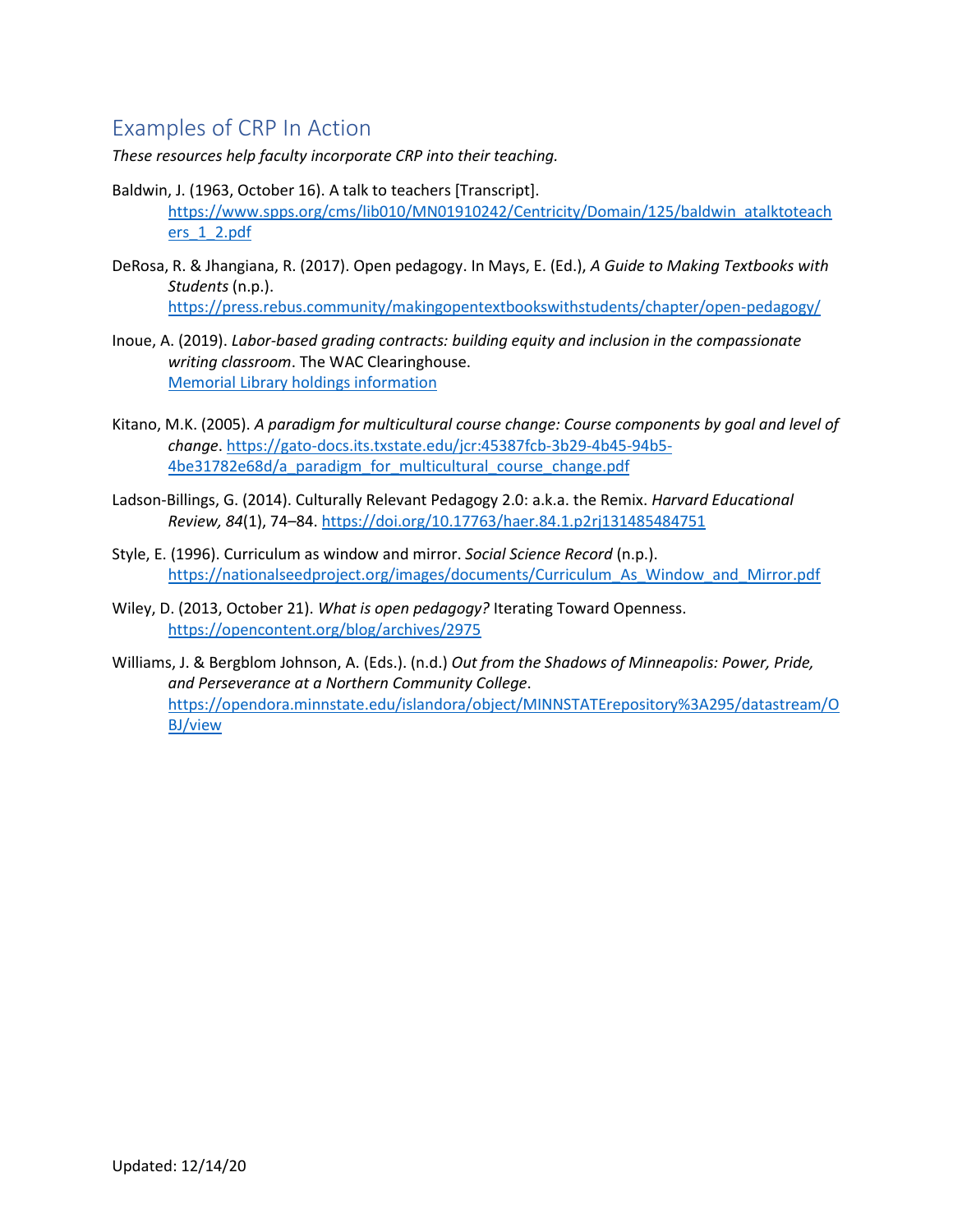## Examples of CRP In Action

*These resources help faculty incorporate CRP into their teaching.*

Baldwin, J. (1963, October 16). A talk to teachers [Transcript]. https://www.spps.org/cms/lib010/MN01910242/Centricity/Domain/125/baldwin_atalktoteachers_1_2.pdf

DeRosa, R. & Jhangiana, R. (2017). Open pedagogy. In Mays, E. (Ed.), *A Guide to Making Textbooks with Students* (n.p.). https://press.rebus.community/makingopentextbookswithstudents/chapter/open-pedagogy/

Inoue, A. (2019). *Labor-based grading contracts: building equity and inclusion in the compassionate writing classroom*. The WAC Clearinghouse. Memorial Library holdings information

Kitano, M.K. (2005). *A paradigm for multicultural course change: Course components by goal and level of change*. https://gato-docs.its.txstate.edu/jcr:45387fcb-3b29-4b45-94b5-4be31782e68d/a_paradigm_for_multicultural_course_change.pdf

Ladson-Billings, G. (2014). Culturally Relevant Pedagogy 2.0: a.k.a. the Remix. *Harvard Educational Review, 84*(1), 74–84. https://doi.org/10.17763/haer.84.1.p2rj131485484751

Style, E. (1996). Curriculum as window and mirror. *Social Science Record* (n.p.). https://nationalseedproject.org/images/documents/Curriculum_As_Window_and_Mirror.pdf

Wiley, D. (2013, October 21). *What is open pedagogy?* Iterating Toward Openness. https://opencontent.org/blog/archives/2975

Williams, J. & Bergblom Johnson, A. (Eds.). (n.d.) *Out from the Shadows of Minneapolis: Power, Pride, and Perseverance at a Northern Community College*. https://opendora.minnstate.edu/islandora/object/MINNSTATErepository%3A295/datastream/OBJ/view

Updated: 12/14/20